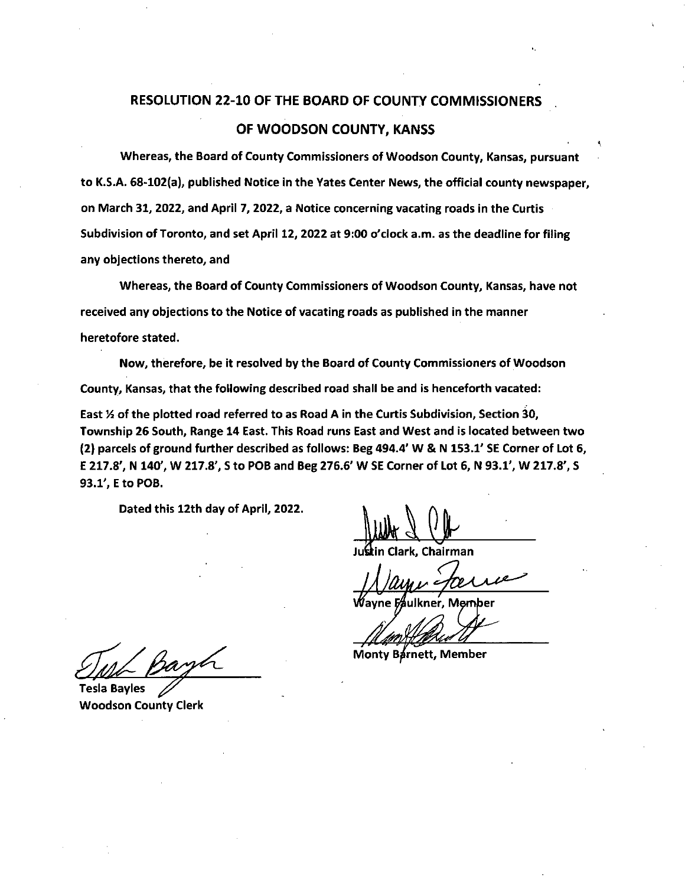# RESOLUTION 22-10 OF THE BOARD OF COUNTY COMMISSIONERS OF WOODSON COUNTY, KANSS

Whereas, the Board of County Commissioners of Woodson County, Kansas, pursuant to K.S.A. 68-102(a), published Notice in the Yates Center News, the official county newspaper, on March 31, 2022, and April 7, 2022, a Notice concerning vacating roads in the Curtis Subdivision of Toronto, and set April 12, 2022 at 9:00 o'clock a.m. as the deadline for filing any objections thereto, and

Whereas, the Board of County Commissioners of Woodson County, Kansas, have not received any objections to the Notice of vacating roads as published in the manner heretofore stated.

Now, therefore, be it resolved by the Board of County Commissioners of Woodson County, Kansas, that the following described road shall be and is henceforth vacated:

East ½ of the plotted road referred to as Road A in the Curtis Subdivision, Section 30, Township 26 South, Range 14 East. This Road runs East and West and is located between two (2) parcels of ground further described as follows: Beg 494.4' W & N 153.1' SE Corner of Lot 6, E 217.8', N 140', W 217.8', S to POB and Beg 276.6' W SE Corner of Lot 6, N 93.1', W 217.8', S 93.1', E to POB.

Dated this 12th day of April, 2022.

Justin Clark, Chairman

Wayne Faulkner, Member

Monty Barnett, Member

Tesla Bayles
Woodson County Clerk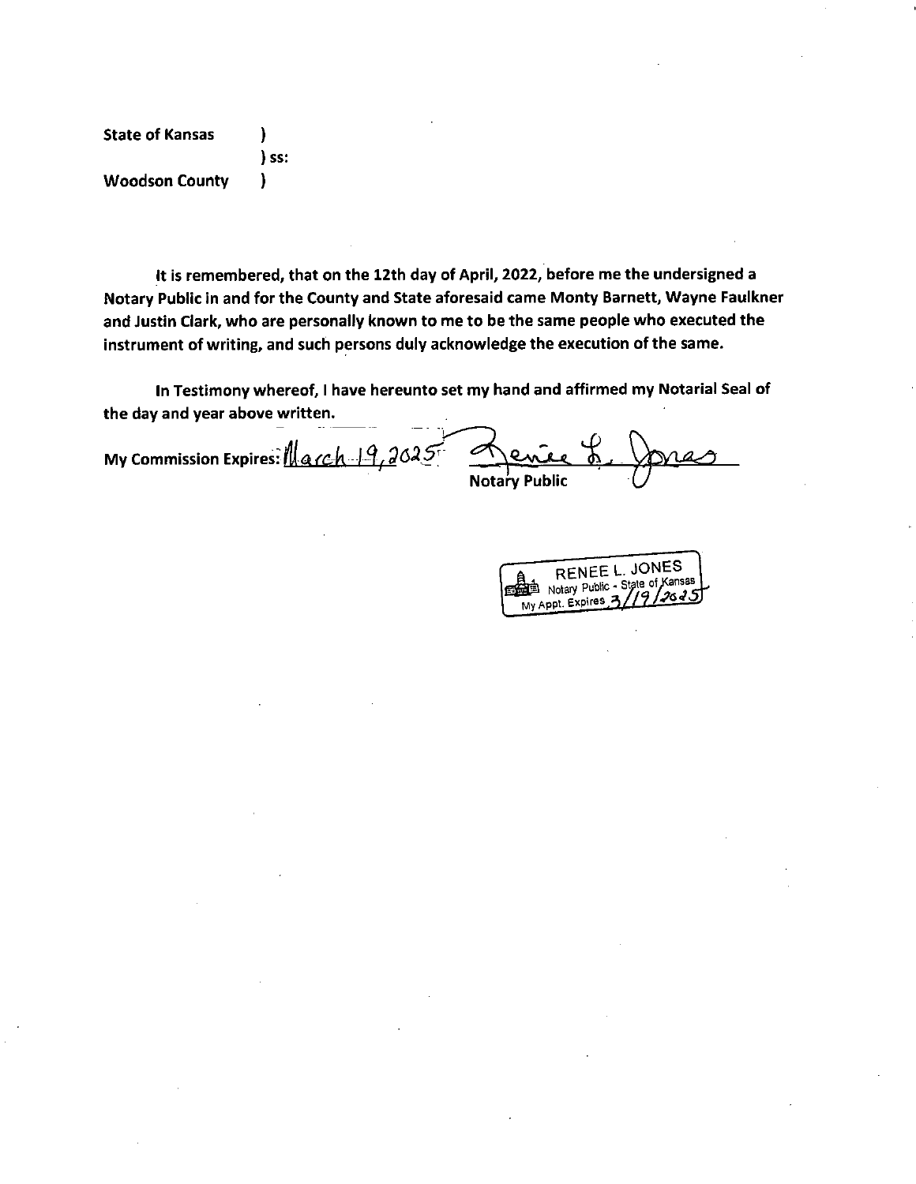**State of Kansas )**
**) ss:**
**Woodson County )**

**It is remembered, that on the 12th day of April, 2022, before me the undersigned a Notary Public in and for the County and State aforesaid came Monty Barnett, Wayne Faulkner and Justin Clark, who are personally known to me to be the same people who executed the instrument of writing, and such persons duly acknowledge the execution of the same.**

**In Testimony whereof, I have hereunto set my hand and affirmed my Notarial Seal of the day and year above written.**

**My Commission Expires:** March 19, 2025 Renee L. Jones
**Notary Public**

RENEE L. JONES
Notary Public - State of Kansas
My Appt. Expires 3/19/2025